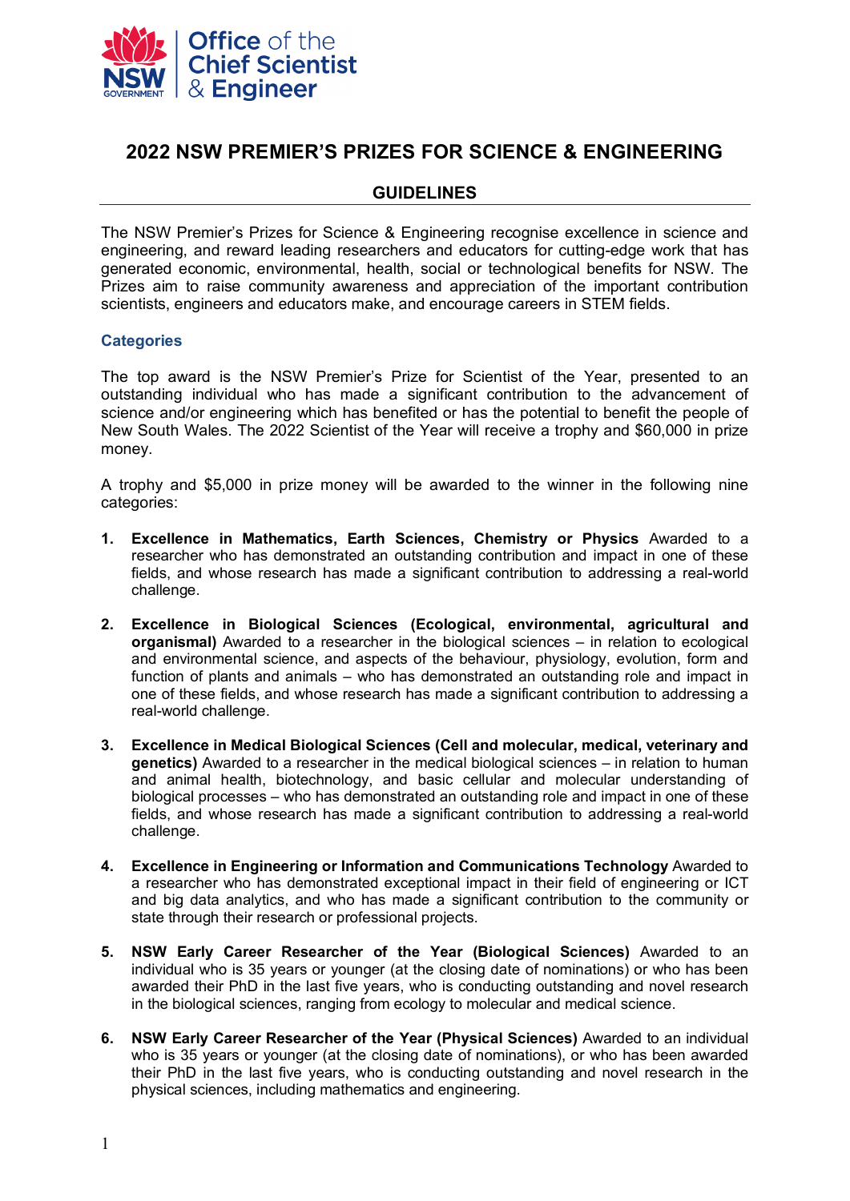Office of the Chief Scientist & Engineer

# 2022 NSW PREMIER'S PRIZES FOR SCIENCE & ENGINEERING

## GUIDELINES

The NSW Premier's Prizes for Science & Engineering recognise excellence in science and engineering, and reward leading researchers and educators for cutting-edge work that has generated economic, environmental, health, social or technological benefits for NSW. The Prizes aim to raise community awareness and appreciation of the important contribution scientists, engineers and educators make, and encourage careers in STEM fields.

### Categories

The top award is the NSW Premier's Prize for Scientist of the Year, presented to an outstanding individual who has made a significant contribution to the advancement of science and/or engineering which has benefited or has the potential to benefit the people of New South Wales. The 2022 Scientist of the Year will receive a trophy and $60,000 in prize money.

A trophy and $5,000 in prize money will be awarded to the winner in the following nine categories:

1. **Excellence in Mathematics, Earth Sciences, Chemistry or Physics** Awarded to a researcher who has demonstrated an outstanding contribution and impact in one of these fields, and whose research has made a significant contribution to addressing a real-world challenge.

2. **Excellence in Biological Sciences (Ecological, environmental, agricultural and organismal)** Awarded to a researcher in the biological sciences – in relation to ecological and environmental science, and aspects of the behaviour, physiology, evolution, form and function of plants and animals – who has demonstrated an outstanding role and impact in one of these fields, and whose research has made a significant contribution to addressing a real-world challenge.

3. **Excellence in Medical Biological Sciences (Cell and molecular, medical, veterinary and genetics)** Awarded to a researcher in the medical biological sciences – in relation to human and animal health, biotechnology, and basic cellular and molecular understanding of biological processes – who has demonstrated an outstanding role and impact in one of these fields, and whose research has made a significant contribution to addressing a real-world challenge.

4. **Excellence in Engineering or Information and Communications Technology** Awarded to a researcher who has demonstrated exceptional impact in their field of engineering or ICT and big data analytics, and who has made a significant contribution to the community or state through their research or professional projects.

5. **NSW Early Career Researcher of the Year (Biological Sciences)** Awarded to an individual who is 35 years or younger (at the closing date of nominations) or who has been awarded their PhD in the last five years, who is conducting outstanding and novel research in the biological sciences, ranging from ecology to molecular and medical science.

6. **NSW Early Career Researcher of the Year (Physical Sciences)** Awarded to an individual who is 35 years or younger (at the closing date of nominations), or who has been awarded their PhD in the last five years, who is conducting outstanding and novel research in the physical sciences, including mathematics and engineering.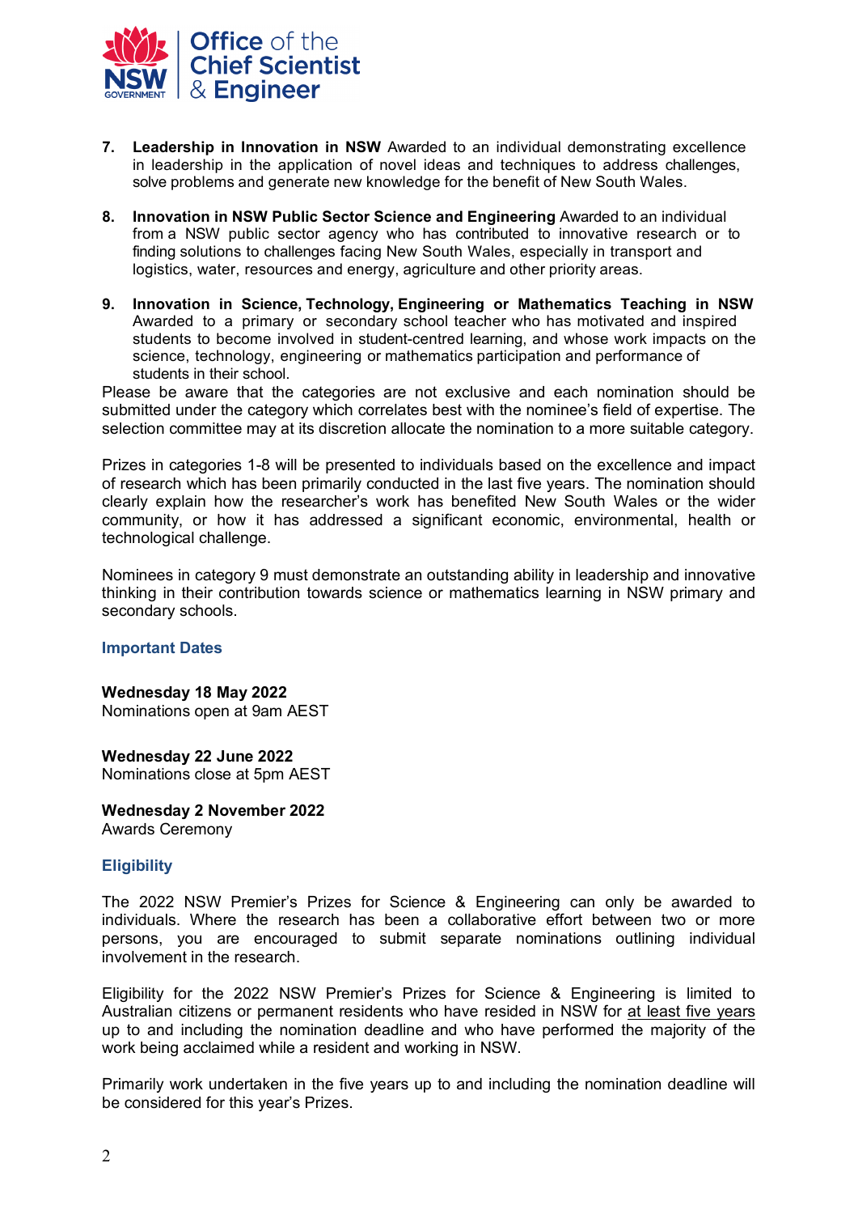7. **Leadership in Innovation in NSW** Awarded to an individual demonstrating excellence in leadership in the application of novel ideas and techniques to address challenges, solve problems and generate new knowledge for the benefit of New South Wales.

8. **Innovation in NSW Public Sector Science and Engineering** Awarded to an individual from a NSW public sector agency who has contributed to innovative research or to finding solutions to challenges facing New South Wales, especially in transport and logistics, water, resources and energy, agriculture and other priority areas.

9. **Innovation in Science, Technology, Engineering or Mathematics Teaching in NSW** Awarded to a primary or secondary school teacher who has motivated and inspired students to become involved in student-centred learning, and whose work impacts on the science, technology, engineering or mathematics participation and performance of students in their school.

Please be aware that the categories are not exclusive and each nomination should be submitted under the category which correlates best with the nominee's field of expertise. The selection committee may at its discretion allocate the nomination to a more suitable category.

Prizes in categories 1-8 will be presented to individuals based on the excellence and impact of research which has been primarily conducted in the last five years. The nomination should clearly explain how the researcher's work has benefited New South Wales or the wider community, or how it has addressed a significant economic, environmental, health or technological challenge.

Nominees in category 9 must demonstrate an outstanding ability in leadership and innovative thinking in their contribution towards science or mathematics learning in NSW primary and secondary schools.

## Important Dates

**Wednesday 18 May 2022**
Nominations open at 9am AEST

**Wednesday 22 June 2022**
Nominations close at 5pm AEST

**Wednesday 2 November 2022**
Awards Ceremony

## Eligibility

The 2022 NSW Premier's Prizes for Science & Engineering can only be awarded to individuals. Where the research has been a collaborative effort between two or more persons, you are encouraged to submit separate nominations outlining individual involvement in the research.

Eligibility for the 2022 NSW Premier's Prizes for Science & Engineering is limited to Australian citizens or permanent residents who have resided in NSW for at least five years up to and including the nomination deadline and who have performed the majority of the work being acclaimed while a resident and working in NSW.

Primarily work undertaken in the five years up to and including the nomination deadline will be considered for this year's Prizes.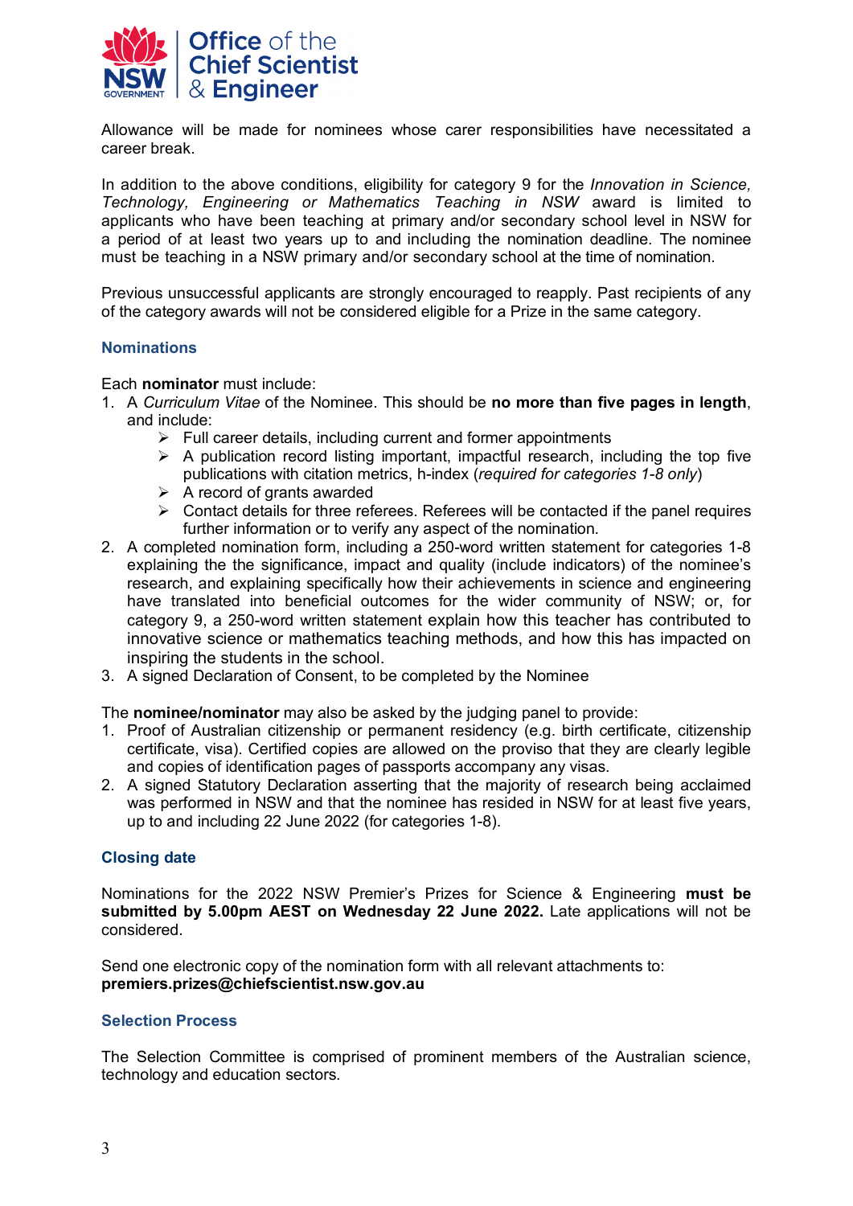Allowance will be made for nominees whose carer responsibilities have necessitated a career break.

In addition to the above conditions, eligibility for category 9 for the *Innovation in Science, Technology, Engineering or Mathematics Teaching in NSW* award is limited to applicants who have been teaching at primary and/or secondary school level in NSW for a period of at least two years up to and including the nomination deadline. The nominee must be teaching in a NSW primary and/or secondary school at the time of nomination.

Previous unsuccessful applicants are strongly encouraged to reapply. Past recipients of any of the category awards will not be considered eligible for a Prize in the same category.

## Nominations

Each **nominator** must include:

1. A *Curriculum Vitae* of the Nominee. This should be **no more than five pages in length**, and include:
   - Full career details, including current and former appointments
   - A publication record listing important, impactful research, including the top five publications with citation metrics, h-index (*required for categories 1-8 only*)
   - A record of grants awarded
   - Contact details for three referees. Referees will be contacted if the panel requires further information or to verify any aspect of the nomination.
2. A completed nomination form, including a 250-word written statement for categories 1-8 explaining the significance, impact and quality (include indicators) of the nominee's research, and explaining specifically how their achievements in science and engineering have translated into beneficial outcomes for the wider community of NSW; or, for category 9, a 250-word written statement explain how this teacher has contributed to innovative science or mathematics teaching methods, and how this has impacted on inspiring the students in the school.
3. A signed Declaration of Consent, to be completed by the Nominee

The **nominee/nominator** may also be asked by the judging panel to provide:

1. Proof of Australian citizenship or permanent residency (e.g. birth certificate, citizenship certificate, visa). Certified copies are allowed on the proviso that they are clearly legible and copies of identification pages of passports accompany any visas.
2. A signed Statutory Declaration asserting that the majority of research being acclaimed was performed in NSW and that the nominee has resided in NSW for at least five years, up to and including 22 June 2022 (for categories 1-8).

## Closing date

Nominations for the 2022 NSW Premier's Prizes for Science & Engineering **must be submitted by 5.00pm AEST on Wednesday 22 June 2022.** Late applications will not be considered.

Send one electronic copy of the nomination form with all relevant attachments to:
**premiers.prizes@chiefscientist.nsw.gov.au**

## Selection Process

The Selection Committee is comprised of prominent members of the Australian science, technology and education sectors.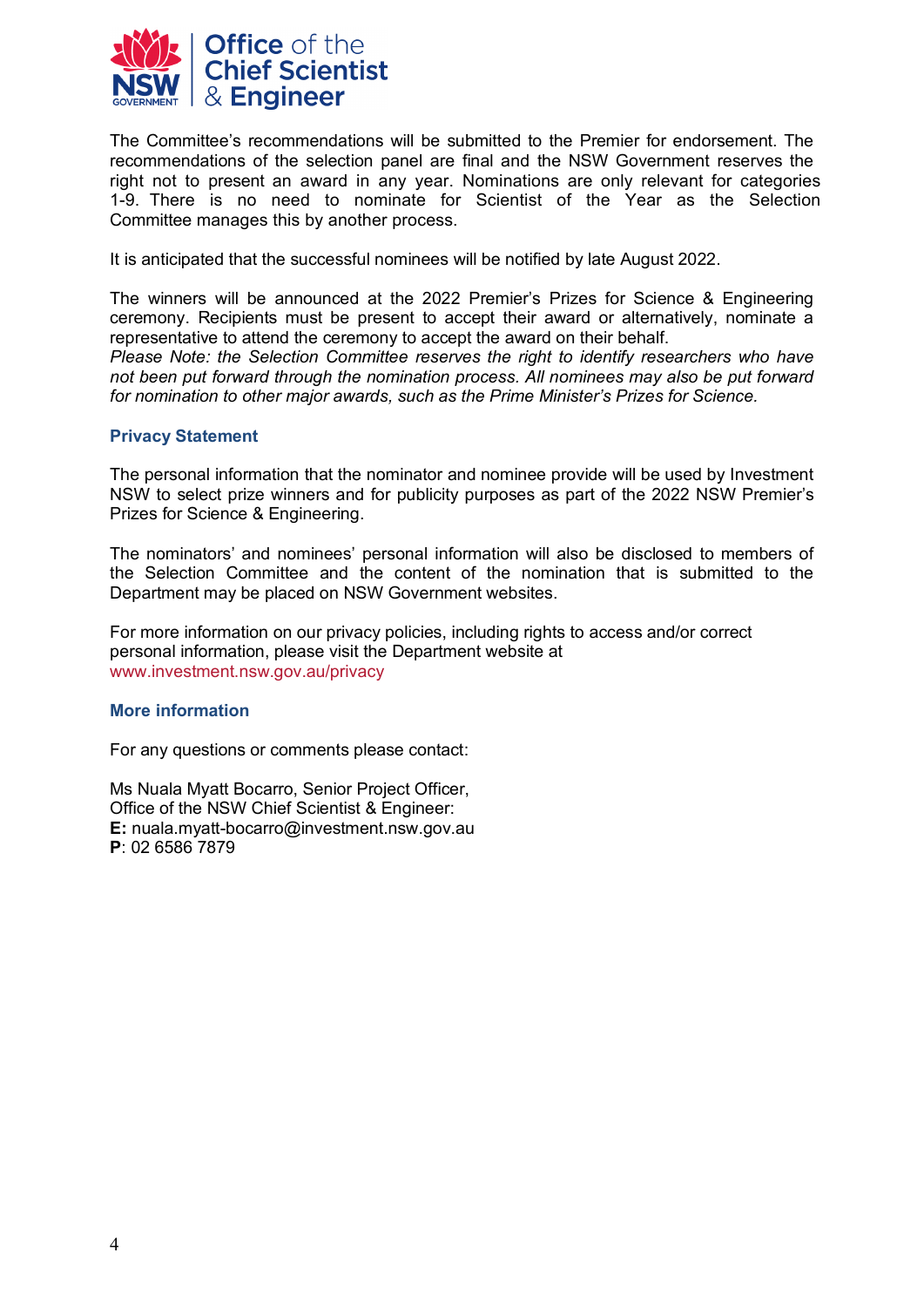The Committee's recommendations will be submitted to the Premier for endorsement. The recommendations of the selection panel are final and the NSW Government reserves the right not to present an award in any year. Nominations are only relevant for categories 1-9. There is no need to nominate for Scientist of the Year as the Selection Committee manages this by another process.

It is anticipated that the successful nominees will be notified by late August 2022.

The winners will be announced at the 2022 Premier's Prizes for Science & Engineering ceremony. Recipients must be present to accept their award or alternatively, nominate a representative to attend the ceremony to accept the award on their behalf.
*Please Note: the Selection Committee reserves the right to identify researchers who have not been put forward through the nomination process. All nominees may also be put forward for nomination to other major awards, such as the Prime Minister's Prizes for Science.*

## Privacy Statement

The personal information that the nominator and nominee provide will be used by Investment NSW to select prize winners and for publicity purposes as part of the 2022 NSW Premier's Prizes for Science & Engineering.

The nominators' and nominees' personal information will also be disclosed to members of the Selection Committee and the content of the nomination that is submitted to the Department may be placed on NSW Government websites.

For more information on our privacy policies, including rights to access and/or correct personal information, please visit the Department website at www.investment.nsw.gov.au/privacy

## More information

For any questions or comments please contact:

Ms Nuala Myatt Bocarro, Senior Project Officer,
Office of the NSW Chief Scientist & Engineer:
**E:** nuala.myatt-bocarro@investment.nsw.gov.au
**P**: 02 6586 7879